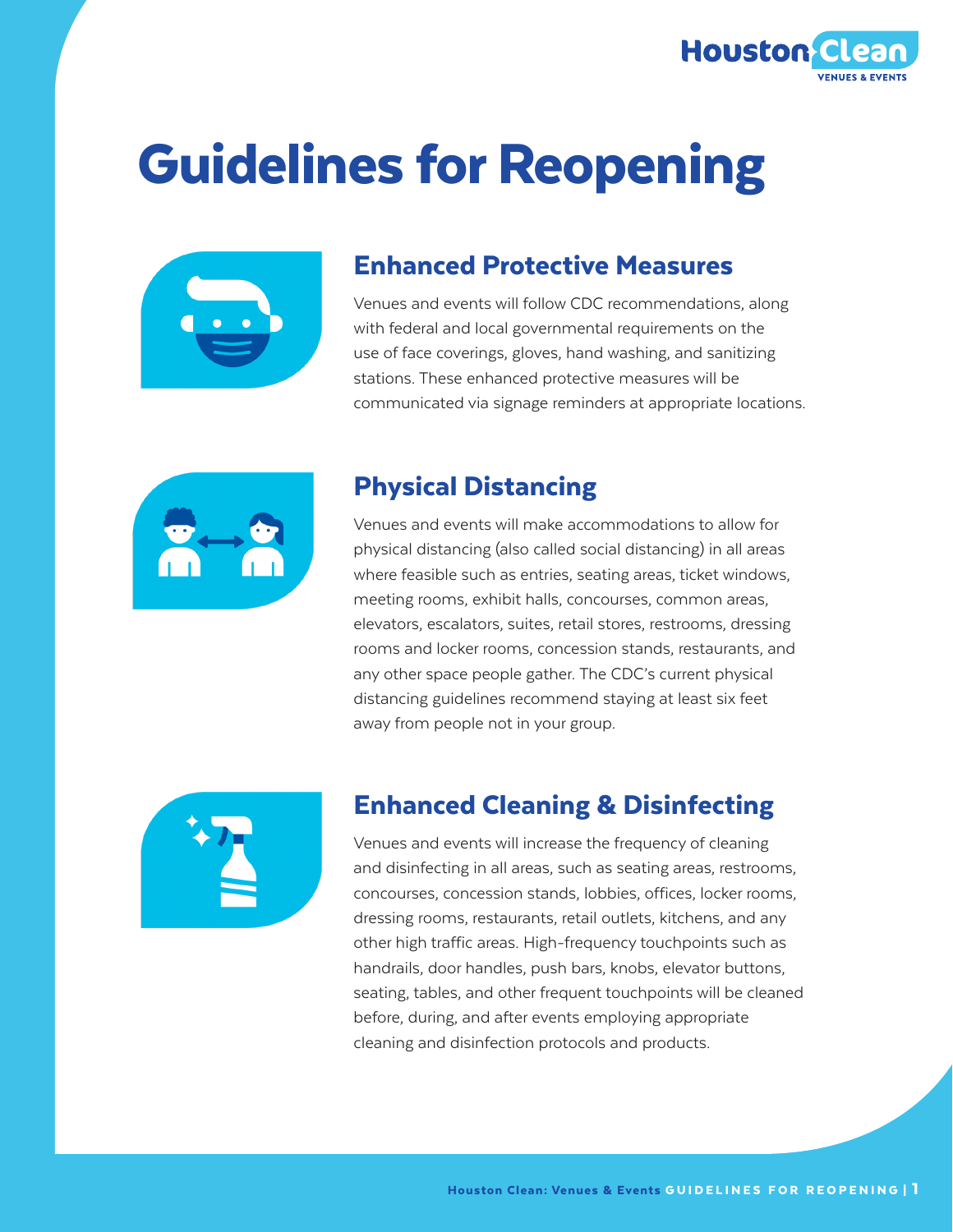# Guidelines for Reopening

## Enhanced Protective Measures

Venues and events will follow CDC recommendations, along with federal and local governmental requirements on the use of face coverings, gloves, hand washing, and sanitizing stations. These enhanced protective measures will be communicated via signage reminders at appropriate locations.

## Physical Distancing

Venues and events will make accommodations to allow for physical distancing (also called social distancing) in all areas where feasible such as entries, seating areas, ticket windows, meeting rooms, exhibit halls, concourses, common areas, elevators, escalators, suites, retail stores, restrooms, dressing rooms and locker rooms, concession stands, restaurants, and any other space people gather. The CDC's current physical distancing guidelines recommend staying at least six feet away from people not in your group.

## Enhanced Cleaning & Disinfecting

Venues and events will increase the frequency of cleaning and disinfecting in all areas, such as seating areas, restrooms, concourses, concession stands, lobbies, offices, locker rooms, dressing rooms, restaurants, retail outlets, kitchens, and any other high traffic areas. High-frequency touchpoints such as handrails, door handles, push bars, knobs, elevator buttons, seating, tables, and other frequent touchpoints will be cleaned before, during, and after events employing appropriate cleaning and disinfection protocols and products.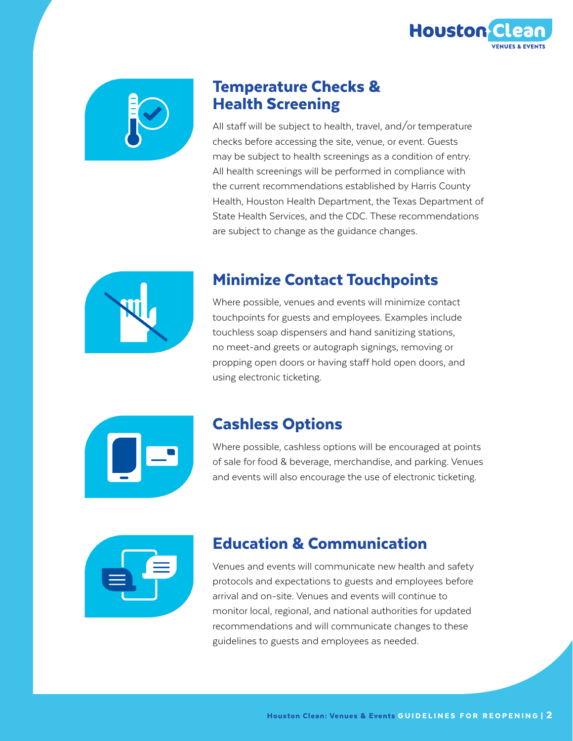## Temperature Checks & Health Screening

All staff will be subject to health, travel, and/or temperature checks before accessing the site, venue, or event. Guests may be subject to health screenings as a condition of entry. All health screenings will be performed in compliance with the current recommendations established by Harris County Health, Houston Health Department, the Texas Department of State Health Services, and the CDC. These recommendations are subject to change as the guidance changes.

## Minimize Contact Touchpoints

Where possible, venues and events will minimize contact touchpoints for guests and employees. Examples include touchless soap dispensers and hand sanitizing stations, no meet-and greets or autograph signings, removing or propping open doors or having staff hold open doors, and using electronic ticketing.

## Cashless Options

Where possible, cashless options will be encouraged at points of sale for food & beverage, merchandise, and parking. Venues and events will also encourage the use of electronic ticketing.

## Education & Communication

Venues and events will communicate new health and safety protocols and expectations to guests and employees before arrival and on-site. Venues and events will continue to monitor local, regional, and national authorities for updated recommendations and will communicate changes to these guidelines to guests and employees as needed.